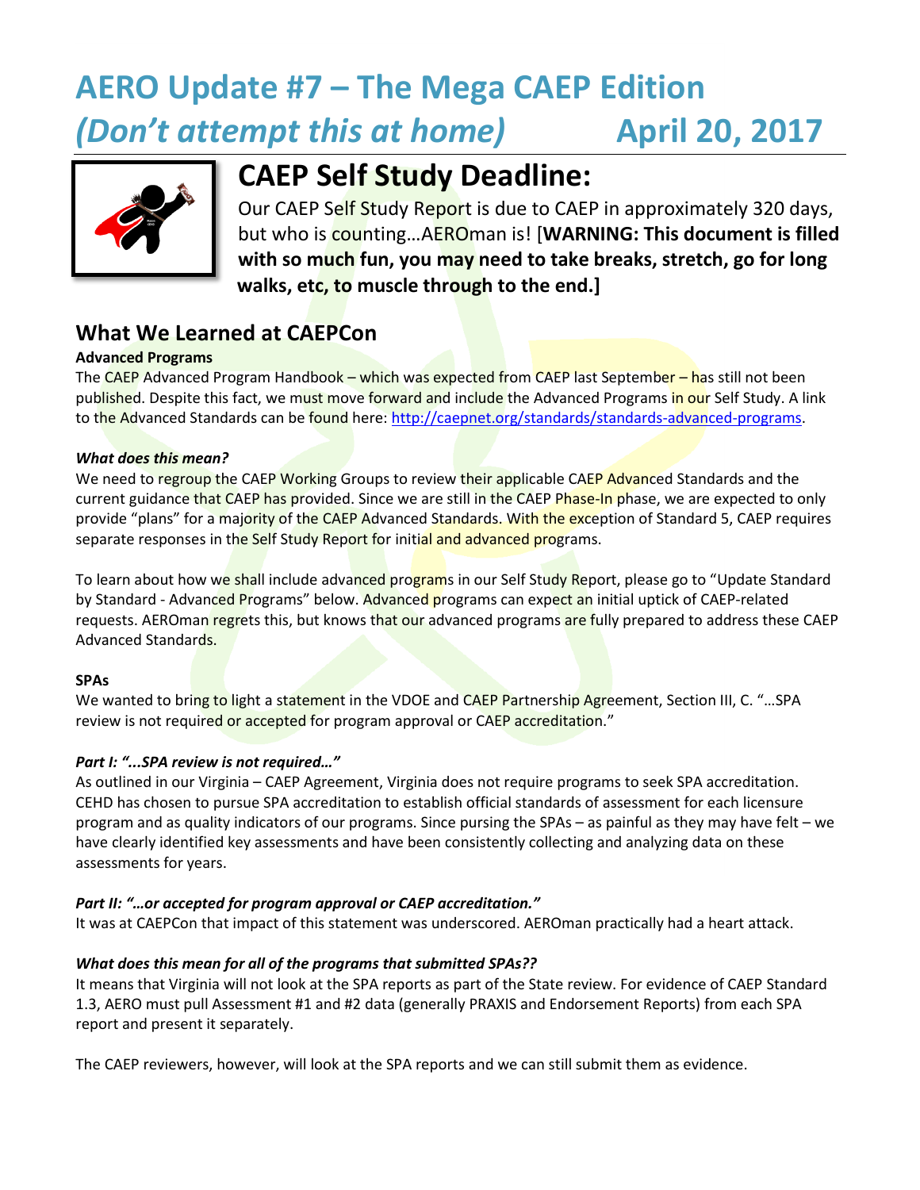# AERO Update #7 – The Mega CAEP Edition

## *(Don't attempt this at home)* April 20, 2017

## CAEP Self Study Deadline:

Our CAEP Self Study Report is due to CAEP in approximately 320 days, but who is counting…AEROman is! [**WARNING: This document is filled with so much fun, you may need to take breaks, stretch, go for long walks, etc, to muscle through to the end.]**

## What We Learned at CAEPCon

**Advanced Programs**

The CAEP Advanced Program Handbook – which was expected from CAEP last September – has still not been published. Despite this fact, we must move forward and include the Advanced Programs in our Self Study. A link to the Advanced Standards can be found here: http://caepnet.org/standards/standards-advanced-programs.

***What does this mean?***

We need to regroup the CAEP Working Groups to review their applicable CAEP Advanced Standards and the current guidance that CAEP has provided. Since we are still in the CAEP Phase-In phase, we are expected to only provide "plans" for a majority of the CAEP Advanced Standards. With the exception of Standard 5, CAEP requires separate responses in the Self Study Report for initial and advanced programs.

To learn about how we shall include advanced programs in our Self Study Report, please go to "Update Standard by Standard - Advanced Programs" below. Advanced programs can expect an initial uptick of CAEP-related requests. AEROman regrets this, but knows that our advanced programs are fully prepared to address these CAEP Advanced Standards.

**SPAs**

We wanted to bring to light a statement in the VDOE and CAEP Partnership Agreement, Section III, C. "…SPA review is not required or accepted for program approval or CAEP accreditation."

***Part I: "...SPA review is not required…"***

As outlined in our Virginia – CAEP Agreement, Virginia does not require programs to seek SPA accreditation. CEHD has chosen to pursue SPA accreditation to establish official standards of assessment for each licensure program and as quality indicators of our programs. Since pursing the SPAs – as painful as they may have felt – we have clearly identified key assessments and have been consistently collecting and analyzing data on these assessments for years.

***Part II: "…or accepted for program approval or CAEP accreditation."***

It was at CAEPCon that impact of this statement was underscored. AEROman practically had a heart attack.

***What does this mean for all of the programs that submitted SPAs??***

It means that Virginia will not look at the SPA reports as part of the State review. For evidence of CAEP Standard 1.3, AERO must pull Assessment #1 and #2 data (generally PRAXIS and Endorsement Reports) from each SPA report and present it separately.

The CAEP reviewers, however, will look at the SPA reports and we can still submit them as evidence.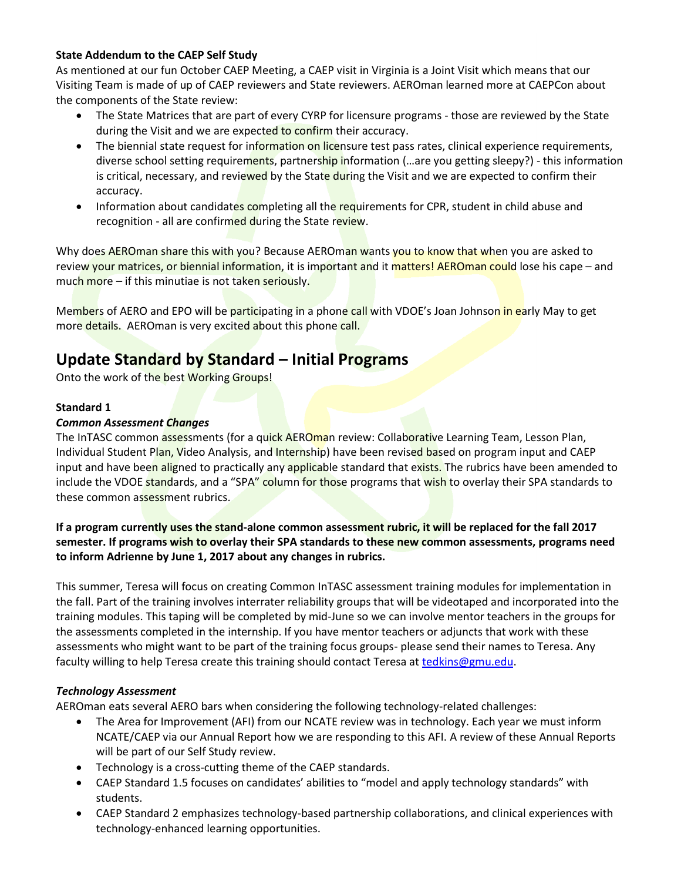**State Addendum to the CAEP Self Study**

As mentioned at our fun October CAEP Meeting, a CAEP visit in Virginia is a Joint Visit which means that our Visiting Team is made of up of CAEP reviewers and State reviewers. AEROman learned more at CAEPCon about the components of the State review:

- The State Matrices that are part of every CYRP for licensure programs - those are reviewed by the State during the Visit and we are expected to confirm their accuracy.
- The biennial state request for information on licensure test pass rates, clinical experience requirements, diverse school setting requirements, partnership information (…are you getting sleepy?) - this information is critical, necessary, and reviewed by the State during the Visit and we are expected to confirm their accuracy.
- Information about candidates completing all the requirements for CPR, student in child abuse and recognition - all are confirmed during the State review.

Why does AEROman share this with you? Because AEROman wants you to know that when you are asked to review your matrices, or biennial information, it is important and it matters! AEROman could lose his cape – and much more – if this minutiae is not taken seriously.

Members of AERO and EPO will be participating in a phone call with VDOE's Joan Johnson in early May to get more details. AEROman is very excited about this phone call.

## Update Standard by Standard – Initial Programs

Onto the work of the best Working Groups!

**Standard 1**

***Common Assessment Changes***

The InTASC common assessments (for a quick AEROman review: Collaborative Learning Team, Lesson Plan, Individual Student Plan, Video Analysis, and Internship) have been revised based on program input and CAEP input and have been aligned to practically any applicable standard that exists. The rubrics have been amended to include the VDOE standards, and a "SPA" column for those programs that wish to overlay their SPA standards to these common assessment rubrics.

**If a program currently uses the stand-alone common assessment rubric, it will be replaced for the fall 2017 semester. If programs wish to overlay their SPA standards to these new common assessments, programs need to inform Adrienne by June 1, 2017 about any changes in rubrics.**

This summer, Teresa will focus on creating Common InTASC assessment training modules for implementation in the fall. Part of the training involves interrater reliability groups that will be videotaped and incorporated into the training modules. This taping will be completed by mid-June so we can involve mentor teachers in the groups for the assessments completed in the internship. If you have mentor teachers or adjuncts that work with these assessments who might want to be part of the training focus groups- please send their names to Teresa. Any faculty willing to help Teresa create this training should contact Teresa at tedkins@gmu.edu.

***Technology Assessment***

AEROman eats several AERO bars when considering the following technology-related challenges:

- The Area for Improvement (AFI) from our NCATE review was in technology. Each year we must inform NCATE/CAEP via our Annual Report how we are responding to this AFI. A review of these Annual Reports will be part of our Self Study review.
- Technology is a cross-cutting theme of the CAEP standards.
- CAEP Standard 1.5 focuses on candidates' abilities to "model and apply technology standards" with students.
- CAEP Standard 2 emphasizes technology-based partnership collaborations, and clinical experiences with technology-enhanced learning opportunities.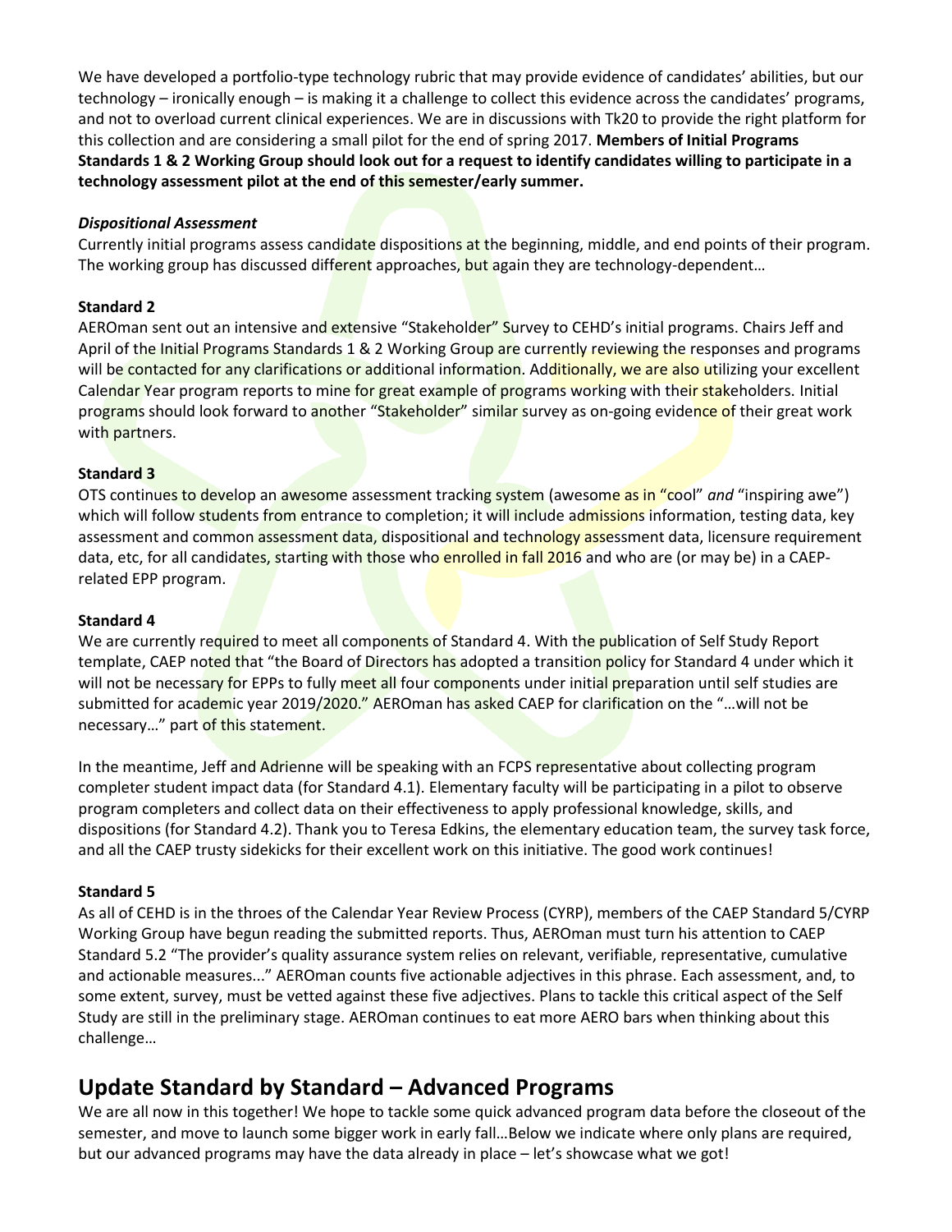We have developed a portfolio-type technology rubric that may provide evidence of candidates' abilities, but our technology – ironically enough – is making it a challenge to collect this evidence across the candidates' programs, and not to overload current clinical experiences. We are in discussions with Tk20 to provide the right platform for this collection and are considering a small pilot for the end of spring 2017. **Members of Initial Programs Standards 1 & 2 Working Group should look out for a request to identify candidates willing to participate in a technology assessment pilot at the end of this semester/early summer.**

***Dispositional Assessment***

Currently initial programs assess candidate dispositions at the beginning, middle, and end points of their program. The working group has discussed different approaches, but again they are technology-dependent…

**Standard 2**

AEROman sent out an intensive and extensive "Stakeholder" Survey to CEHD's initial programs. Chairs Jeff and April of the Initial Programs Standards 1 & 2 Working Group are currently reviewing the responses and programs will be contacted for any clarifications or additional information. Additionally, we are also utilizing your excellent Calendar Year program reports to mine for great example of programs working with their stakeholders. Initial programs should look forward to another "Stakeholder" similar survey as on-going evidence of their great work with partners.

**Standard 3**

OTS continues to develop an awesome assessment tracking system (awesome as in "cool" *and* "inspiring awe") which will follow students from entrance to completion; it will include admissions information, testing data, key assessment and common assessment data, dispositional and technology assessment data, licensure requirement data, etc, for all candidates, starting with those who enrolled in fall 2016 and who are (or may be) in a CAEP-related EPP program.

**Standard 4**

We are currently required to meet all components of Standard 4. With the publication of Self Study Report template, CAEP noted that "the Board of Directors has adopted a transition policy for Standard 4 under which it will not be necessary for EPPs to fully meet all four components under initial preparation until self studies are submitted for academic year 2019/2020." AEROman has asked CAEP for clarification on the "…will not be necessary…" part of this statement.

In the meantime, Jeff and Adrienne will be speaking with an FCPS representative about collecting program completer student impact data (for Standard 4.1). Elementary faculty will be participating in a pilot to observe program completers and collect data on their effectiveness to apply professional knowledge, skills, and dispositions (for Standard 4.2). Thank you to Teresa Edkins, the elementary education team, the survey task force, and all the CAEP trusty sidekicks for their excellent work on this initiative. The good work continues!

**Standard 5**

As all of CEHD is in the throes of the Calendar Year Review Process (CYRP), members of the CAEP Standard 5/CYRP Working Group have begun reading the submitted reports. Thus, AEROman must turn his attention to CAEP Standard 5.2 "The provider's quality assurance system relies on relevant, verifiable, representative, cumulative and actionable measures..." AEROman counts five actionable adjectives in this phrase. Each assessment, and, to some extent, survey, must be vetted against these five adjectives. Plans to tackle this critical aspect of the Self Study are still in the preliminary stage. AEROman continues to eat more AERO bars when thinking about this challenge…

## Update Standard by Standard – Advanced Programs

We are all now in this together! We hope to tackle some quick advanced program data before the closeout of the semester, and move to launch some bigger work in early fall…Below we indicate where only plans are required, but our advanced programs may have the data already in place – let's showcase what we got!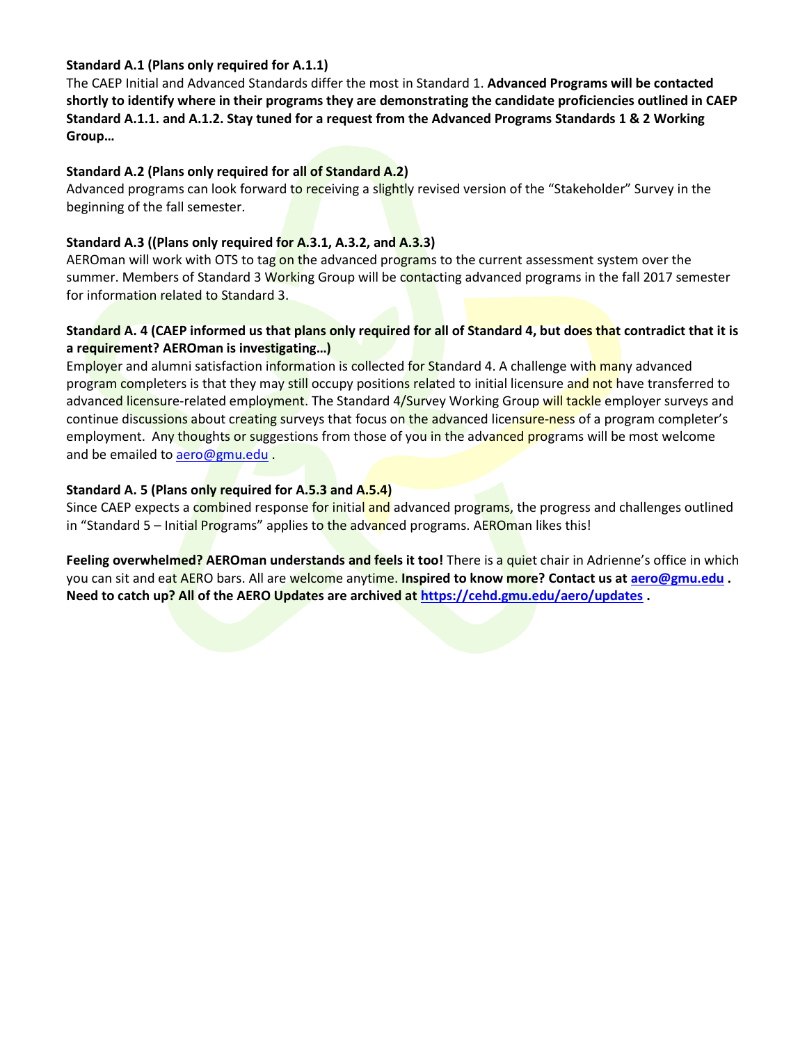**Standard A.1 (Plans only required for A.1.1)**

The CAEP Initial and Advanced Standards differ the most in Standard 1. **Advanced Programs will be contacted shortly to identify where in their programs they are demonstrating the candidate proficiencies outlined in CAEP Standard A.1.1. and A.1.2. Stay tuned for a request from the Advanced Programs Standards 1 & 2 Working Group…**

**Standard A.2 (Plans only required for all of Standard A.2)**

Advanced programs can look forward to receiving a slightly revised version of the "Stakeholder" Survey in the beginning of the fall semester.

**Standard A.3 ((Plans only required for A.3.1, A.3.2, and A.3.3)**

AEROman will work with OTS to tag on the advanced programs to the current assessment system over the summer. Members of Standard 3 Working Group will be contacting advanced programs in the fall 2017 semester for information related to Standard 3.

**Standard A. 4 (CAEP informed us that plans only required for all of Standard 4, but does that contradict that it is a requirement? AEROman is investigating…)**

Employer and alumni satisfaction information is collected for Standard 4. A challenge with many advanced program completers is that they may still occupy positions related to initial licensure and not have transferred to advanced licensure-related employment. The Standard 4/Survey Working Group will tackle employer surveys and continue discussions about creating surveys that focus on the advanced licensure-ness of a program completer's employment. Any thoughts or suggestions from those of you in the advanced programs will be most welcome and be emailed to aero@gmu.edu .

**Standard A. 5 (Plans only required for A.5.3 and A.5.4)**

Since CAEP expects a combined response for initial and advanced programs, the progress and challenges outlined in "Standard 5 – Initial Programs" applies to the advanced programs. AEROman likes this!

**Feeling overwhelmed? AEROman understands and feels it too!** There is a quiet chair in Adrienne's office in which you can sit and eat AERO bars. All are welcome anytime. **Inspired to know more? Contact us at aero@gmu.edu . Need to catch up? All of the AERO Updates are archived at https://cehd.gmu.edu/aero/updates .**